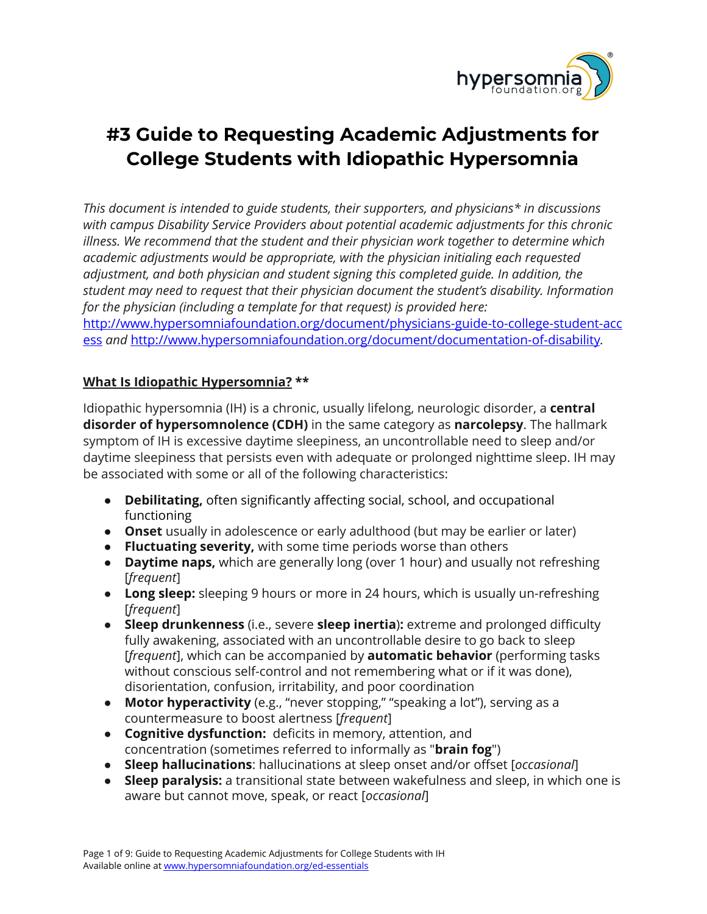# #3 Guide to Requesting Academic Adjustments for College Students with Idiopathic Hypersomnia

*This document is intended to guide students, their supporters, and physicians\* in discussions with campus Disability Service Providers about potential academic adjustments for this chronic illness. We recommend that the student and their physician work together to determine which academic adjustments would be appropriate, with the physician initialing each requested adjustment, and both physician and student signing this completed guide. In addition, the student may need to request that their physician document the student's disability. Information for the physician (including a template for that request) is provided here:* [http://www.hypersomniafoundation.org/document/physicians-guide-to-college-student-access](http://www.hypersomniafoundation.org/document/physicians-guide-to-college-student-access) *and* [http://www.hypersomniafoundation.org/document/documentation-of-disability](http://www.hypersomniafoundation.org/document/documentation-of-disability)*.*

## What Is Idiopathic Hypersomnia? **

Idiopathic hypersomnia (IH) is a chronic, usually lifelong, neurologic disorder, a **central disorder of hypersomnolence (CDH)** in the same category as **narcolepsy**. The hallmark symptom of IH is excessive daytime sleepiness, an uncontrollable need to sleep and/or daytime sleepiness that persists even with adequate or prolonged nighttime sleep. IH may be associated with some or all of the following characteristics:

- **Debilitating,** often significantly affecting social, school, and occupational functioning
- **Onset** usually in adolescence or early adulthood (but may be earlier or later)
- **Fluctuating severity,** with some time periods worse than others
- **Daytime naps,** which are generally long (over 1 hour) and usually not refreshing [*frequent*]
- **Long sleep:** sleeping 9 hours or more in 24 hours, which is usually un-refreshing [*frequent*]
- **Sleep drunkenness** (i.e., severe **sleep inertia**)**:** extreme and prolonged difficulty fully awakening, associated with an uncontrollable desire to go back to sleep [*frequent*], which can be accompanied by **automatic behavior** (performing tasks without conscious self-control and not remembering what or if it was done), disorientation, confusion, irritability, and poor coordination
- **Motor hyperactivity** (e.g., "never stopping," "speaking a lot"), serving as a countermeasure to boost alertness [*frequent*]
- **Cognitive dysfunction:** deficits in memory, attention, and concentration (sometimes referred to informally as "**brain fog**")
- **Sleep hallucinations**: hallucinations at sleep onset and/or offset [*occasional*]
- **Sleep paralysis:** a transitional state between wakefulness and sleep, in which one is aware but cannot move, speak, or react [*occasional*]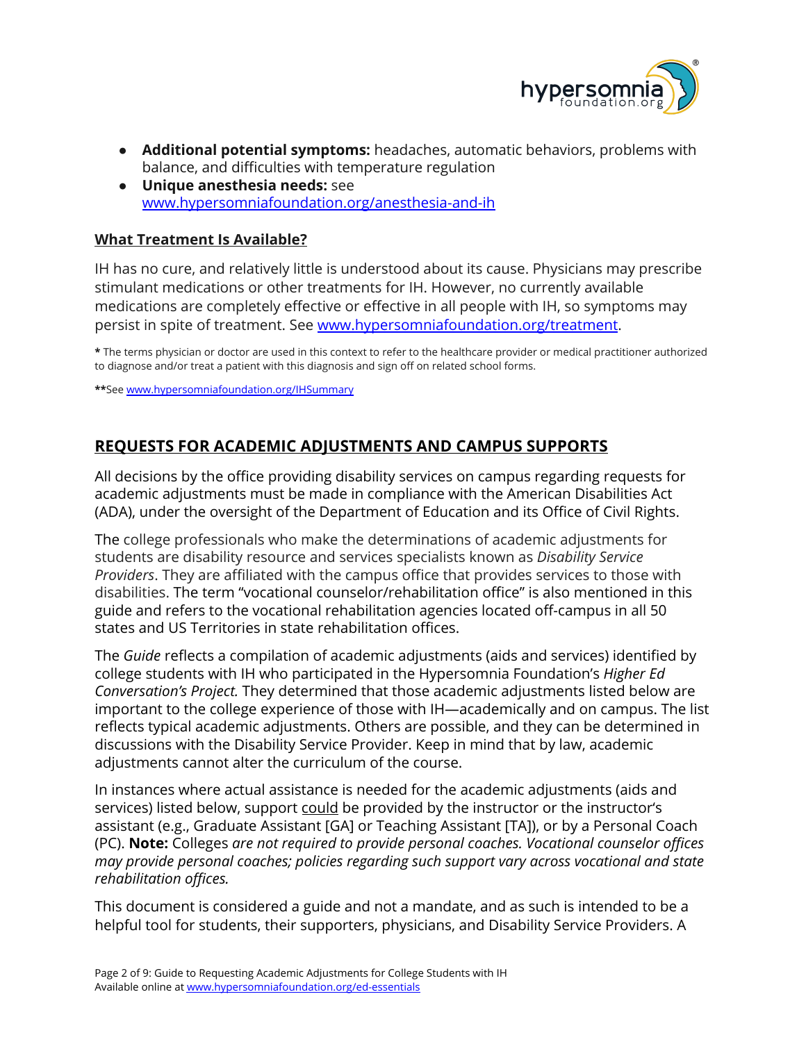- **Additional potential symptoms:** headaches, automatic behaviors, problems with balance, and difficulties with temperature regulation
- **Unique anesthesia needs:** see [www.hypersomniafoundation.org/anesthesia-and-ih](www.hypersomniafoundation.org/anesthesia-and-ih)

### What Treatment Is Available?

IH has no cure, and relatively little is understood about its cause. Physicians may prescribe stimulant medications or other treatments for IH. However, no currently available medications are completely effective or effective in all people with IH, so symptoms may persist in spite of treatment. See [www.hypersomniafoundation.org/treatment](www.hypersomniafoundation.org/treatment).

**\*** The terms physician or doctor are used in this context to refer to the healthcare provider or medical practitioner authorized to diagnose and/or treat a patient with this diagnosis and sign off on related school forms.

**\*\***See [www.hypersomniafoundation.org/IHSummary](www.hypersomniafoundation.org/IHSummary)

## REQUESTS FOR ACADEMIC ADJUSTMENTS AND CAMPUS SUPPORTS

All decisions by the office providing disability services on campus regarding requests for academic adjustments must be made in compliance with the American Disabilities Act (ADA), under the oversight of the Department of Education and its Office of Civil Rights.

The college professionals who make the determinations of academic adjustments for students are disability resource and services specialists known as *Disability Service Providers*. They are affiliated with the campus office that provides services to those with disabilities. The term "vocational counselor/rehabilitation office" is also mentioned in this guide and refers to the vocational rehabilitation agencies located off-campus in all 50 states and US Territories in state rehabilitation offices.

The *Guide* reflects a compilation of academic adjustments (aids and services) identified by college students with IH who participated in the Hypersomnia Foundation's *Higher Ed Conversation's Project.* They determined that those academic adjustments listed below are important to the college experience of those with IH—academically and on campus. The list reflects typical academic adjustments. Others are possible, and they can be determined in discussions with the Disability Service Provider. Keep in mind that by law, academic adjustments cannot alter the curriculum of the course.

In instances where actual assistance is needed for the academic adjustments (aids and services) listed below, support could be provided by the instructor or the instructor's assistant (e.g., Graduate Assistant [GA] or Teaching Assistant [TA]), or by a Personal Coach (PC). **Note:** Colleges *are not required to provide personal coaches. Vocational counselor offices may provide personal coaches; policies regarding such support vary across vocational and state rehabilitation offices.*

This document is considered a guide and not a mandate, and as such is intended to be a helpful tool for students, their supporters, physicians, and Disability Service Providers. A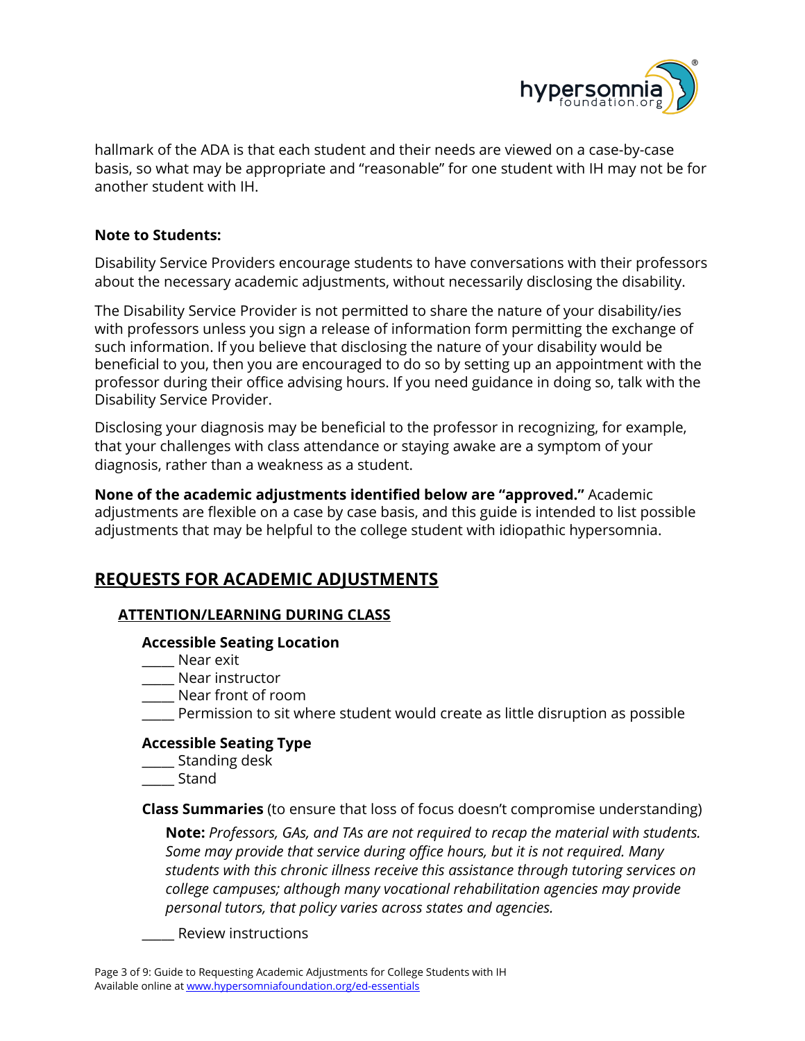hallmark of the ADA is that each student and their needs are viewed on a case-by-case basis, so what may be appropriate and "reasonable" for one student with IH may not be for another student with IH.

**Note to Students:**

Disability Service Providers encourage students to have conversations with their professors about the necessary academic adjustments, without necessarily disclosing the disability.

The Disability Service Provider is not permitted to share the nature of your disability/ies with professors unless you sign a release of information form permitting the exchange of such information. If you believe that disclosing the nature of your disability would be beneficial to you, then you are encouraged to do so by setting up an appointment with the professor during their office advising hours. If you need guidance in doing so, talk with the Disability Service Provider.

Disclosing your diagnosis may be beneficial to the professor in recognizing, for example, that your challenges with class attendance or staying awake are a symptom of your diagnosis, rather than a weakness as a student.

**None of the academic adjustments identified below are "approved."** Academic adjustments are flexible on a case by case basis, and this guide is intended to list possible adjustments that may be helpful to the college student with idiopathic hypersomnia.

## REQUESTS FOR ACADEMIC ADJUSTMENTS

### ATTENTION/LEARNING DURING CLASS

**Accessible Seating Location**

_____ Near exit
_____ Near instructor
_____ Near front of room
_____ Permission to sit where student would create as little disruption as possible

**Accessible Seating Type**

_____ Standing desk
_____ Stand

**Class Summaries** (to ensure that loss of focus doesn't compromise understanding)

> **Note:** *Professors, GAs, and TAs are not required to recap the material with students. Some may provide that service during office hours, but it is not required. Many students with this chronic illness receive this assistance through tutoring services on college campuses; although many vocational rehabilitation agencies may provide personal tutors, that policy varies across states and agencies.*

_____ Review instructions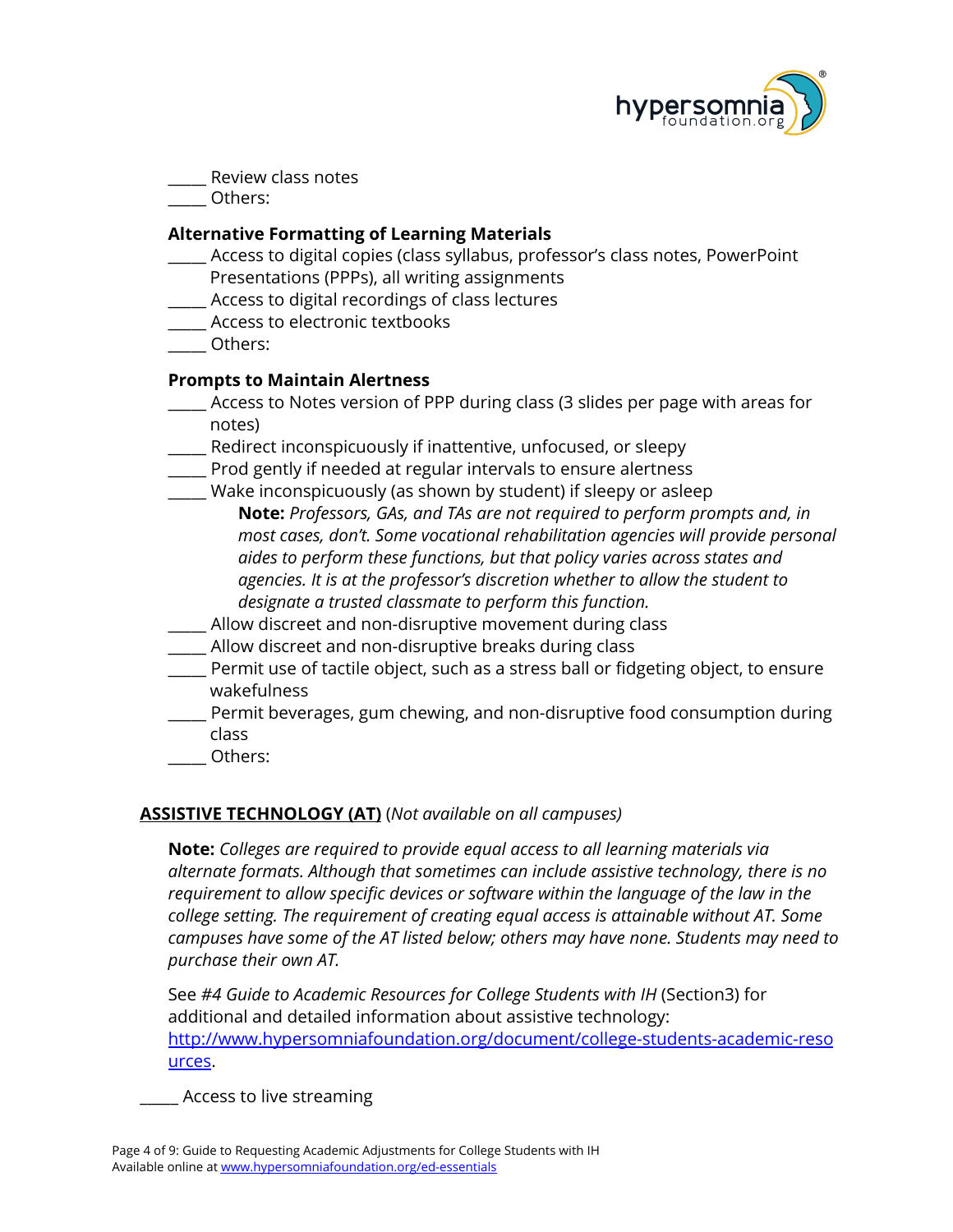_____ Review class notes
_____ Others:

**Alternative Formatting of Learning Materials**

_____ Access to digital copies (class syllabus, professor's class notes, PowerPoint Presentations (PPPs), all writing assignments
_____ Access to digital recordings of class lectures
_____ Access to electronic textbooks
_____ Others:

**Prompts to Maintain Alertness**

_____ Access to Notes version of PPP during class (3 slides per page with areas for notes)
_____ Redirect inconspicuously if inattentive, unfocused, or sleepy
_____ Prod gently if needed at regular intervals to ensure alertness
_____ Wake inconspicuously (as shown by student) if sleepy or asleep

> **Note:** *Professors, GAs, and TAs are not required to perform prompts and, in most cases, don't. Some vocational rehabilitation agencies will provide personal aides to perform these functions, but that policy varies across states and agencies. It is at the professor's discretion whether to allow the student to designate a trusted classmate to perform this function.*

_____ Allow discreet and non-disruptive movement during class
_____ Allow discreet and non-disruptive breaks during class
_____ Permit use of tactile object, such as a stress ball or fidgeting object, to ensure wakefulness
_____ Permit beverages, gum chewing, and non-disruptive food consumption during class
_____ Others:

## **ASSISTIVE TECHNOLOGY (AT)** (*Not available on all campuses*)

**Note:** *Colleges are required to provide equal access to all learning materials via alternate formats. Although that sometimes can include assistive technology, there is no requirement to allow specific devices or software within the language of the law in the college setting. The requirement of creating equal access is attainable without AT. Some campuses have some of the AT listed below; others may have none. Students may need to purchase their own AT.*

See *#4 Guide to Academic Resources for College Students with IH* (Section3) for additional and detailed information about assistive technology: [http://www.hypersomniafoundation.org/document/college-students-academic-resources](http://www.hypersomniafoundation.org/document/college-students-academic-resources).

_____ Access to live streaming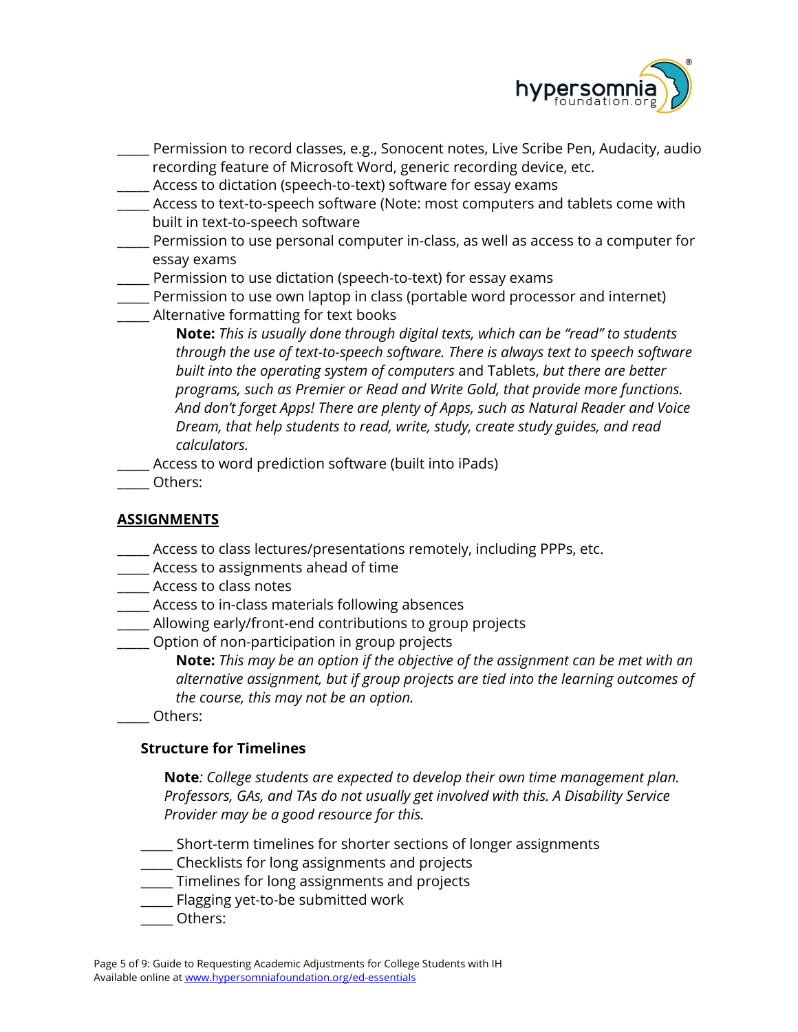_____ Permission to record classes, e.g., Sonocent notes, Live Scribe Pen, Audacity, audio recording feature of Microsoft Word, generic recording device, etc.

_____ Access to dictation (speech-to-text) software for essay exams

_____ Access to text-to-speech software (Note: most computers and tablets come with built in text-to-speech software

_____ Permission to use personal computer in-class, as well as access to a computer for essay exams

_____ Permission to use dictation (speech-to-text) for essay exams

_____ Permission to use own laptop in class (portable word processor and internet)

_____ Alternative formatting for text books

> **Note:** *This is usually done through digital texts, which can be "read" to students through the use of text-to-speech software. There is always text to speech software built into the operating system of computers* and Tablets, *but there are better programs, such as Premier or Read and Write Gold, that provide more functions. And don't forget Apps! There are plenty of Apps, such as Natural Reader and Voice Dream, that help students to read, write, study, create study guides, and read calculators.*

_____ Access to word prediction software (built into iPads)

_____ Others:

## ASSIGNMENTS

_____ Access to class lectures/presentations remotely, including PPPs, etc.

_____ Access to assignments ahead of time

_____ Access to class notes

_____ Access to in-class materials following absences

_____ Allowing early/front-end contributions to group projects

_____ Option of non-participation in group projects

> **Note:** *This may be an option if the objective of the assignment can be met with an alternative assignment, but if group projects are tied into the learning outcomes of the course, this may not be an option.*

_____ Others:

### Structure for Timelines

> **Note***: College students are expected to develop their own time management plan. Professors, GAs, and TAs do not usually get involved with this. A Disability Service Provider may be a good resource for this.*

_____ Short-term timelines for shorter sections of longer assignments

_____ Checklists for long assignments and projects

_____ Timelines for long assignments and projects

_____ Flagging yet-to-be submitted work

_____ Others: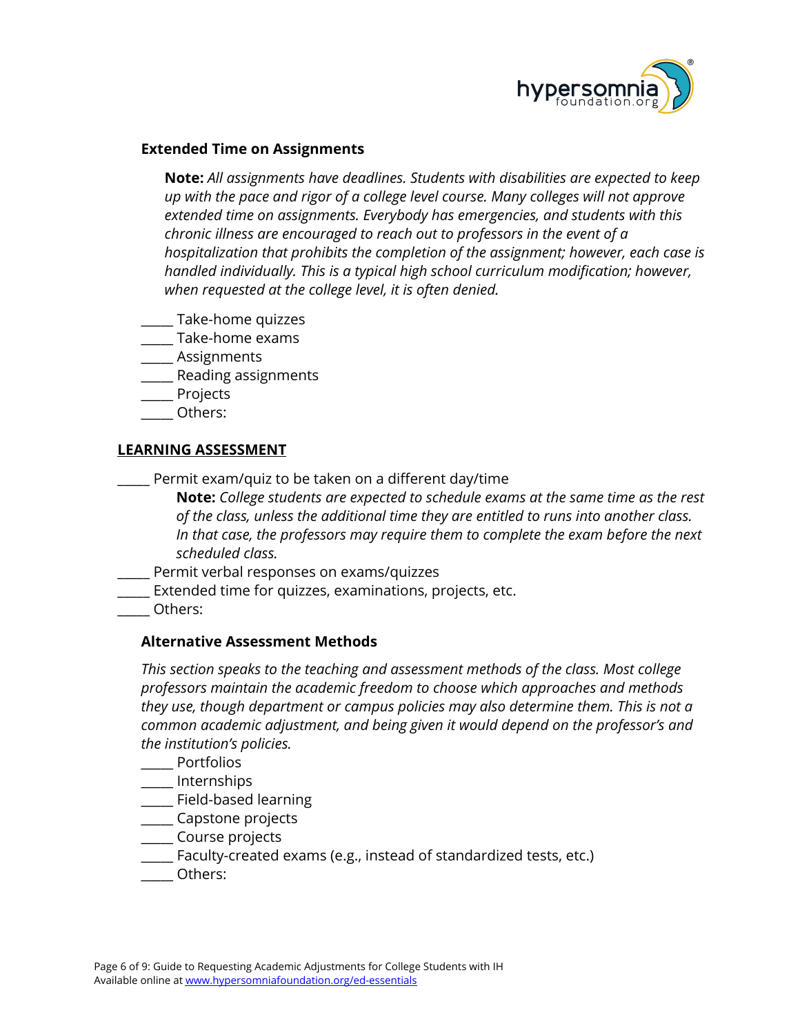### Extended Time on Assignments

**Note:** *All assignments have deadlines. Students with disabilities are expected to keep up with the pace and rigor of a college level course. Many colleges will not approve extended time on assignments. Everybody has emergencies, and students with this chronic illness are encouraged to reach out to professors in the event of a hospitalization that prohibits the completion of the assignment; however, each case is handled individually. This is a typical high school curriculum modification; however, when requested at the college level, it is often denied.*

_____ Take-home quizzes
_____ Take-home exams
_____ Assignments
_____ Reading assignments
_____ Projects
_____ Others:

## LEARNING ASSESSMENT

_____ Permit exam/quiz to be taken on a different day/time

**Note:** *College students are expected to schedule exams at the same time as the rest of the class, unless the additional time they are entitled to runs into another class. In that case, the professors may require them to complete the exam before the next scheduled class.*

_____ Permit verbal responses on exams/quizzes
_____ Extended time for quizzes, examinations, projects, etc.
_____ Others:

### Alternative Assessment Methods

*This section speaks to the teaching and assessment methods of the class. Most college professors maintain the academic freedom to choose which approaches and methods they use, though department or campus policies may also determine them. This is not a common academic adjustment, and being given it would depend on the professor's and the institution's policies.*

_____ Portfolios
_____ Internships
_____ Field-based learning
_____ Capstone projects
_____ Course projects
_____ Faculty-created exams (e.g., instead of standardized tests, etc.)
_____ Others: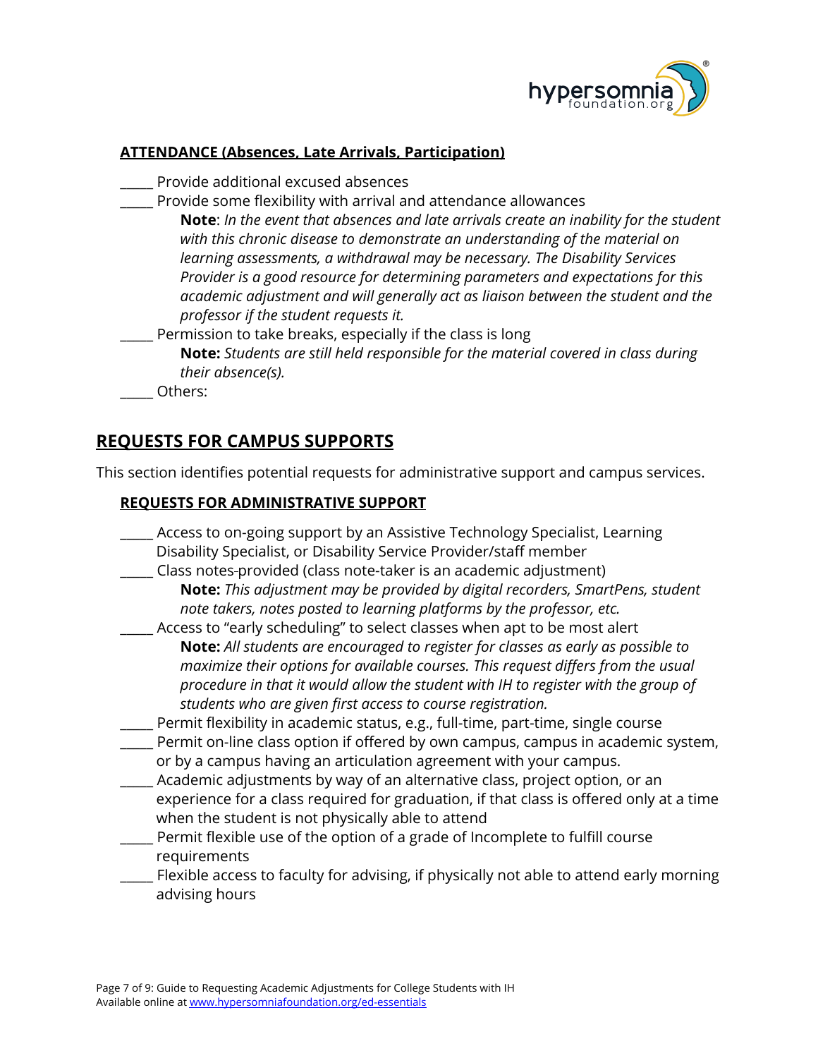### ATTENDANCE (Absences, Late Arrivals, Participation)

_____ Provide additional excused absences

_____ Provide some flexibility with arrival and attendance allowances

> **Note**: *In the event that absences and late arrivals create an inability for the student with this chronic disease to demonstrate an understanding of the material on learning assessments, a withdrawal may be necessary. The Disability Services Provider is a good resource for determining parameters and expectations for this academic adjustment and will generally act as liaison between the student and the professor if the student requests it.*

_____ Permission to take breaks, especially if the class is long

> **Note:** *Students are still held responsible for the material covered in class during their absence(s).*

_____ Others:

## REQUESTS FOR CAMPUS SUPPORTS

This section identifies potential requests for administrative support and campus services.

### REQUESTS FOR ADMINISTRATIVE SUPPORT

_____ Access to on-going support by an Assistive Technology Specialist, Learning Disability Specialist, or Disability Service Provider/staff member

_____ Class notes provided (class note-taker is an academic adjustment)

> **Note:** *This adjustment may be provided by digital recorders, SmartPens, student note takers, notes posted to learning platforms by the professor, etc.*

_____ Access to "early scheduling" to select classes when apt to be most alert

> **Note:** *All students are encouraged to register for classes as early as possible to maximize their options for available courses. This request differs from the usual procedure in that it would allow the student with IH to register with the group of students who are given first access to course registration.*

_____ Permit flexibility in academic status, e.g., full-time, part-time, single course

_____ Permit on-line class option if offered by own campus, campus in academic system, or by a campus having an articulation agreement with your campus.

_____ Academic adjustments by way of an alternative class, project option, or an experience for a class required for graduation, if that class is offered only at a time when the student is not physically able to attend

_____ Permit flexible use of the option of a grade of Incomplete to fulfill course requirements

_____ Flexible access to faculty for advising, if physically not able to attend early morning advising hours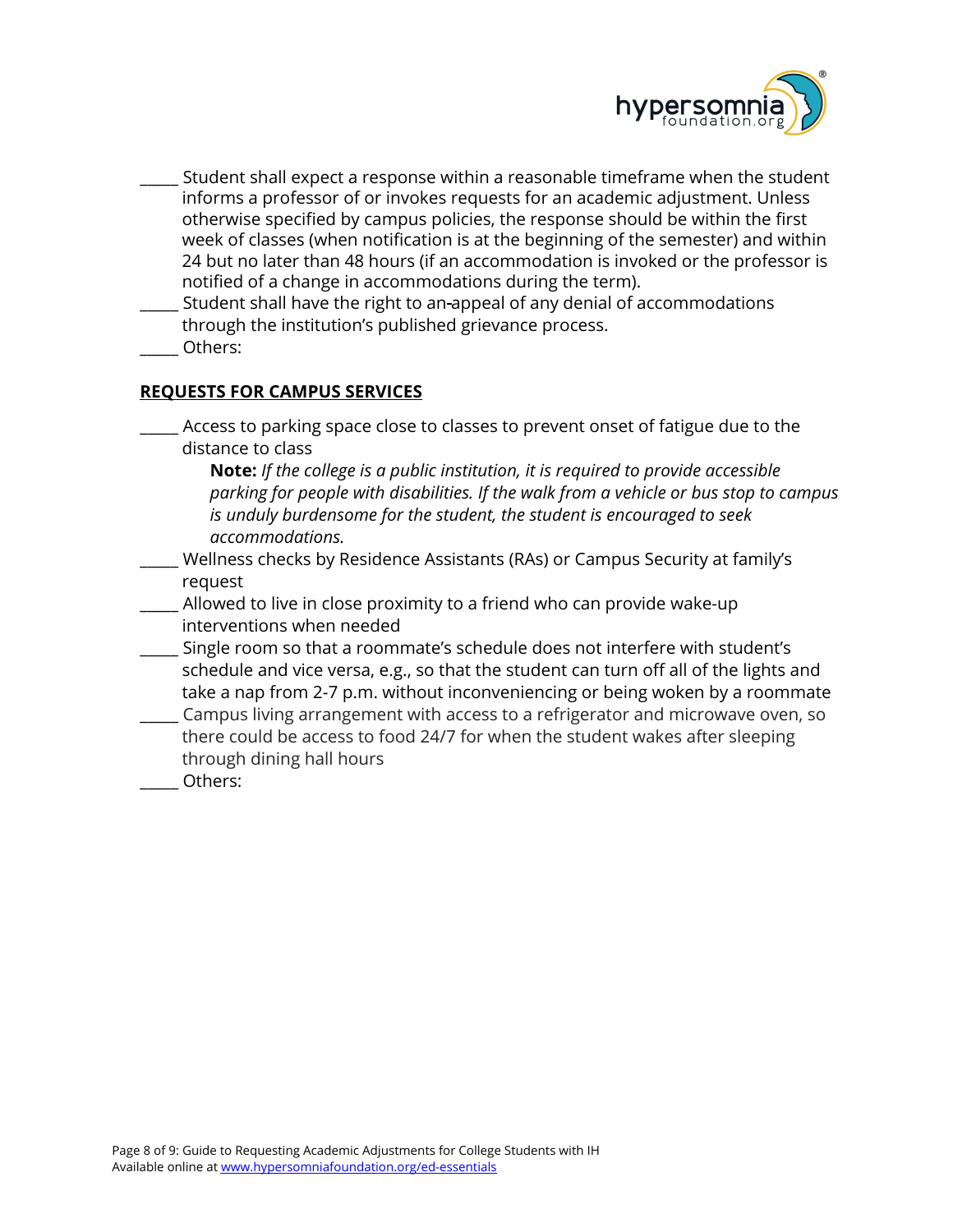_____ Student shall expect a response within a reasonable timeframe when the student informs a professor of or invokes requests for an academic adjustment. Unless otherwise specified by campus policies, the response should be within the first week of classes (when notification is at the beginning of the semester) and within 24 but no later than 48 hours (if an accommodation is invoked or the professor is notified of a change in accommodations during the term).

_____ Student shall have the right to an appeal of any denial of accommodations through the institution's published grievance process.

_____ Others:

**REQUESTS FOR CAMPUS SERVICES**

_____ Access to parking space close to classes to prevent onset of fatigue due to the distance to class

> **Note:** *If the college is a public institution, it is required to provide accessible parking for people with disabilities. If the walk from a vehicle or bus stop to campus is unduly burdensome for the student, the student is encouraged to seek accommodations.*

_____ Wellness checks by Residence Assistants (RAs) or Campus Security at family's request

_____ Allowed to live in close proximity to a friend who can provide wake-up interventions when needed

_____ Single room so that a roommate's schedule does not interfere with student's schedule and vice versa, e.g., so that the student can turn off all of the lights and take a nap from 2-7 p.m. without inconveniencing or being woken by a roommate

_____ Campus living arrangement with access to a refrigerator and microwave oven, so there could be access to food 24/7 for when the student wakes after sleeping through dining hall hours

_____ Others: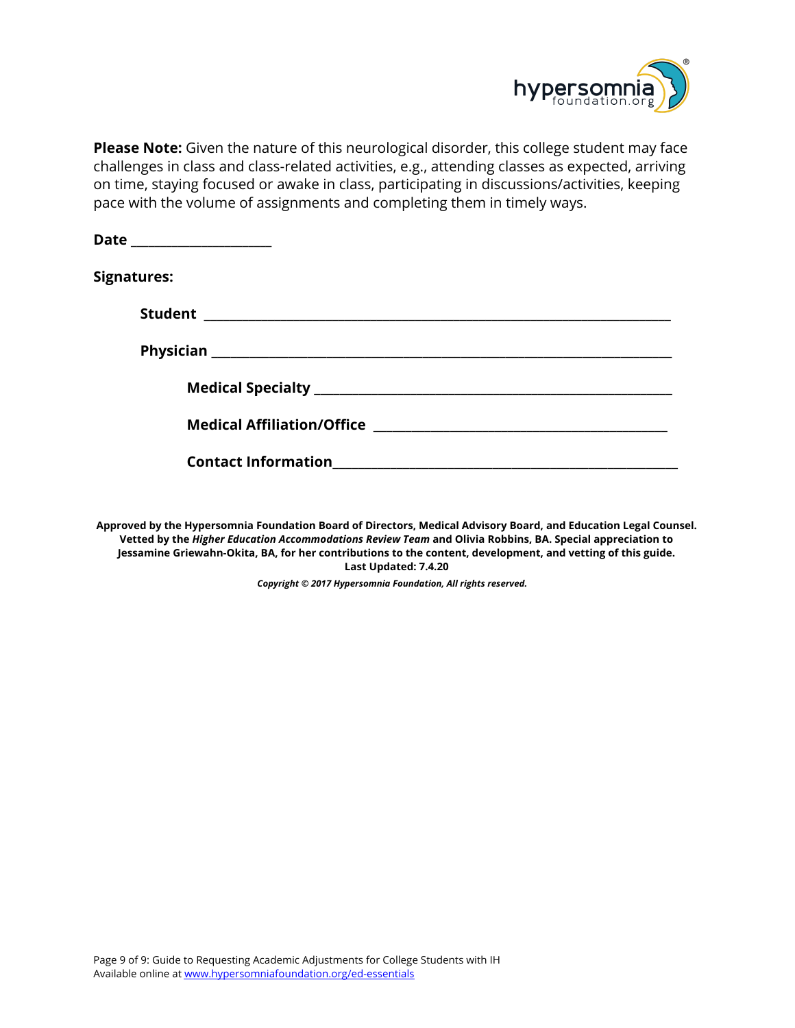**Please Note:** Given the nature of this neurological disorder, this college student may face challenges in class and class-related activities, e.g., attending classes as expected, arriving on time, staying focused or awake in class, participating in discussions/activities, keeping pace with the volume of assignments and completing them in timely ways.

**Date** _____________________

**Signatures:**

**Student** ______________________________________________________________________

**Physician** _____________________________________________________________________

**Medical Specialty** ______________________________________________________

**Medical Affiliation/Office** ___________________________________________

**Contact Information**_____________________________________________________

**Approved by the Hypersomnia Foundation Board of Directors, Medical Advisory Board, and Education Legal Counsel. Vetted by the *Higher Education Accommodations Review Team* and Olivia Robbins, BA. Special appreciation to Jessamine Griewahn-Okita, BA, for her contributions to the content, development, and vetting of this guide. Last Updated: 7.4.20**

***Copyright © 2017 Hypersomnia Foundation, All rights reserved.***